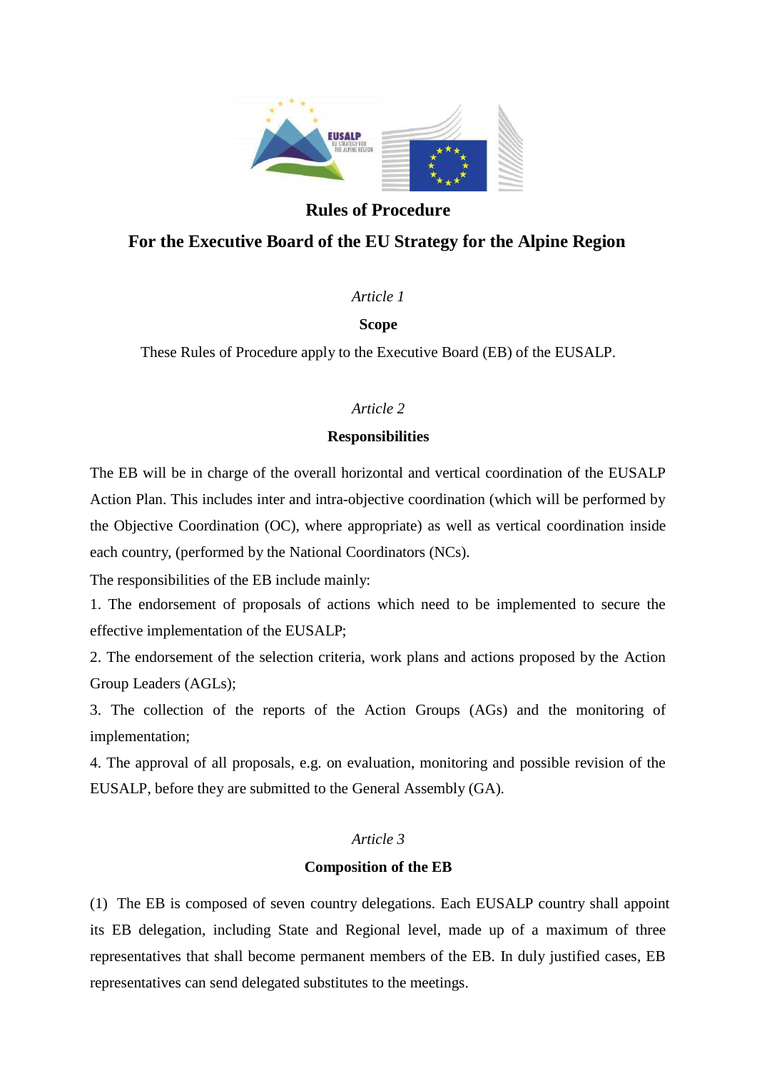# Rules of Procedure

## For the Executive Board of the EU Strategy for the Alpine Region

*Article 1*

**Scope**

These Rules of Procedure apply to the Executive Board (EB) of the EUSALP.

*Article 2*

**Responsibilities**

The EB will be in charge of the overall horizontal and vertical coordination of the EUSALP Action Plan. This includes inter and intra-objective coordination (which will be performed by the Objective Coordination (OC), where appropriate) as well as vertical coordination inside each country, (performed by the National Coordinators (NCs).

The responsibilities of the EB include mainly:

1. The endorsement of proposals of actions which need to be implemented to secure the effective implementation of the EUSALP;
2. The endorsement of the selection criteria, work plans and actions proposed by the Action Group Leaders (AGLs);
3. The collection of the reports of the Action Groups (AGs) and the monitoring of implementation;
4. The approval of all proposals, e.g. on evaluation, monitoring and possible revision of the EUSALP, before they are submitted to the General Assembly (GA).

*Article 3*

**Composition of the EB**

(1) The EB is composed of seven country delegations. Each EUSALP country shall appoint its EB delegation, including State and Regional level, made up of a maximum of three representatives that shall become permanent members of the EB. In duly justified cases, EB representatives can send delegated substitutes to the meetings.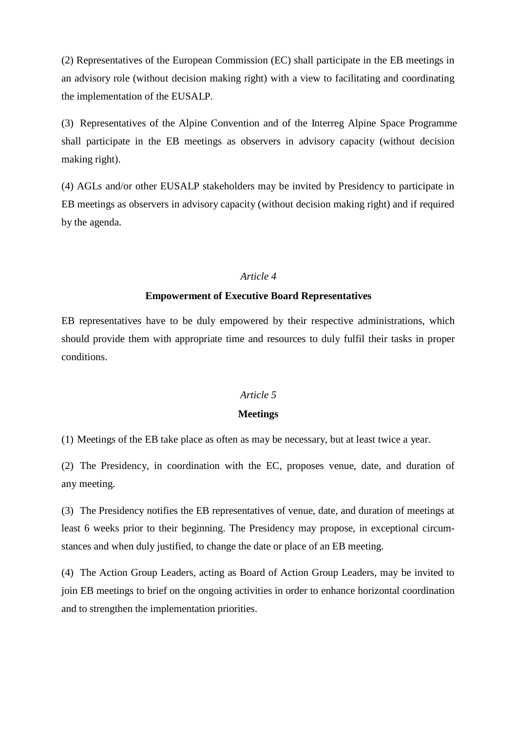(2) Representatives of the European Commission (EC) shall participate in the EB meetings in an advisory role (without decision making right) with a view to facilitating and coordinating the implementation of the EUSALP.

(3) Representatives of the Alpine Convention and of the Interreg Alpine Space Programme shall participate in the EB meetings as observers in advisory capacity (without decision making right).

(4) AGLs and/or other EUSALP stakeholders may be invited by Presidency to participate in EB meetings as observers in advisory capacity (without decision making right) and if required by the agenda.

*Article 4*

**Empowerment of Executive Board Representatives**

EB representatives have to be duly empowered by their respective administrations, which should provide them with appropriate time and resources to duly fulfil their tasks in proper conditions.

*Article 5*

**Meetings**

(1) Meetings of the EB take place as often as may be necessary, but at least twice a year.

(2) The Presidency, in coordination with the EC, proposes venue, date, and duration of any meeting.

(3) The Presidency notifies the EB representatives of venue, date, and duration of meetings at least 6 weeks prior to their beginning. The Presidency may propose, in exceptional circumstances and when duly justified, to change the date or place of an EB meeting.

(4) The Action Group Leaders, acting as Board of Action Group Leaders, may be invited to join EB meetings to brief on the ongoing activities in order to enhance horizontal coordination and to strengthen the implementation priorities.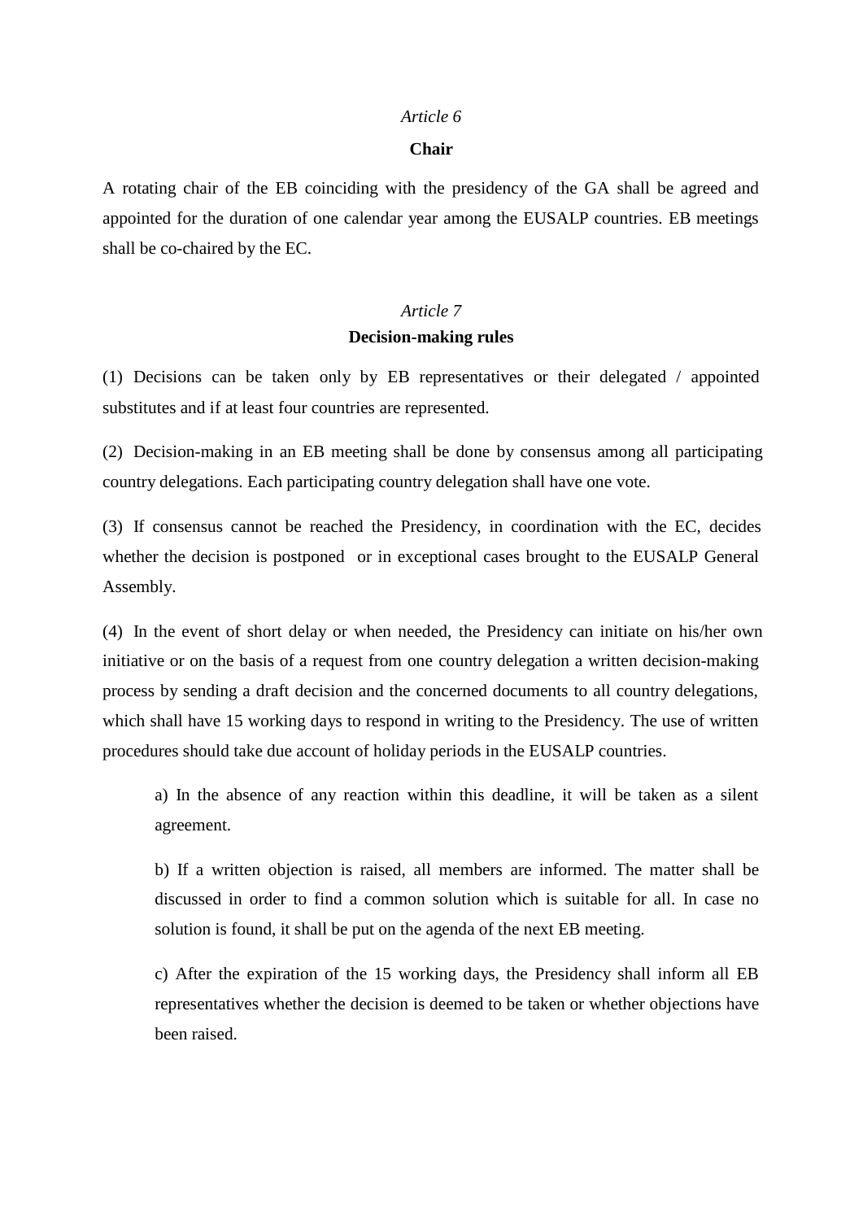*Article 6*

**Chair**

A rotating chair of the EB coinciding with the presidency of the GA shall be agreed and appointed for the duration of one calendar year among the EUSALP countries. EB meetings shall be co-chaired by the EC.

*Article 7*

**Decision-making rules**

(1) Decisions can be taken only by EB representatives or their delegated / appointed substitutes and if at least four countries are represented.

(2) Decision-making in an EB meeting shall be done by consensus among all participating country delegations. Each participating country delegation shall have one vote.

(3) If consensus cannot be reached the Presidency, in coordination with the EC, decides whether the decision is postponed or in exceptional cases brought to the EUSALP General Assembly.

(4) In the event of short delay or when needed, the Presidency can initiate on his/her own initiative or on the basis of a request from one country delegation a written decision-making process by sending a draft decision and the concerned documents to all country delegations, which shall have 15 working days to respond in writing to the Presidency. The use of written procedures should take due account of holiday periods in the EUSALP countries.

> a) In the absence of any reaction within this deadline, it will be taken as a silent agreement.
>
> b) If a written objection is raised, all members are informed. The matter shall be discussed in order to find a common solution which is suitable for all. In case no solution is found, it shall be put on the agenda of the next EB meeting.
>
> c) After the expiration of the 15 working days, the Presidency shall inform all EB representatives whether the decision is deemed to be taken or whether objections have been raised.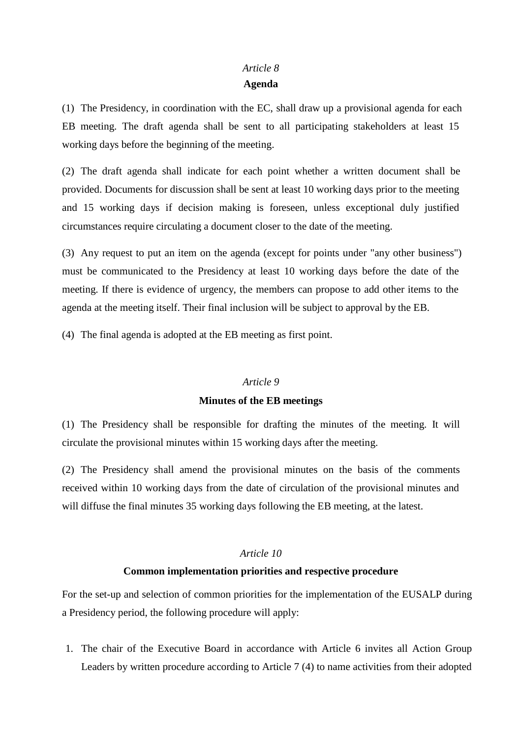*Article 8*

**Agenda**

(1) The Presidency, in coordination with the EC, shall draw up a provisional agenda for each EB meeting. The draft agenda shall be sent to all participating stakeholders at least 15 working days before the beginning of the meeting.

(2) The draft agenda shall indicate for each point whether a written document shall be provided. Documents for discussion shall be sent at least 10 working days prior to the meeting and 15 working days if decision making is foreseen, unless exceptional duly justified circumstances require circulating a document closer to the date of the meeting.

(3) Any request to put an item on the agenda (except for points under "any other business") must be communicated to the Presidency at least 10 working days before the date of the meeting. If there is evidence of urgency, the members can propose to add other items to the agenda at the meeting itself. Their final inclusion will be subject to approval by the EB.

(4) The final agenda is adopted at the EB meeting as first point.

*Article 9*

**Minutes of the EB meetings**

(1) The Presidency shall be responsible for drafting the minutes of the meeting. It will circulate the provisional minutes within 15 working days after the meeting.

(2) The Presidency shall amend the provisional minutes on the basis of the comments received within 10 working days from the date of circulation of the provisional minutes and will diffuse the final minutes 35 working days following the EB meeting, at the latest.

*Article 10*

**Common implementation priorities and respective procedure**

For the set-up and selection of common priorities for the implementation of the EUSALP during a Presidency period, the following procedure will apply:

1. The chair of the Executive Board in accordance with Article 6 invites all Action Group Leaders by written procedure according to Article 7 (4) to name activities from their adopted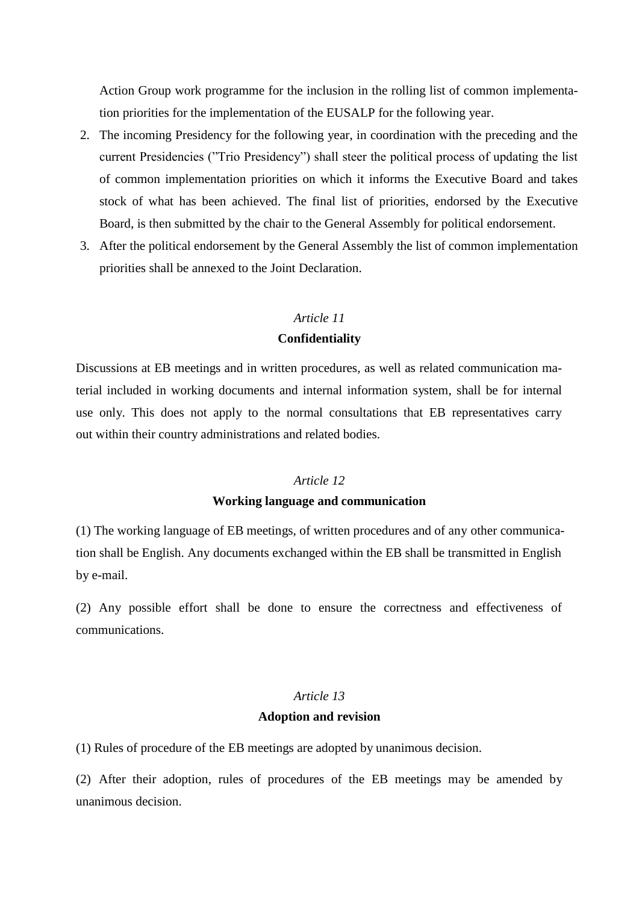Action Group work programme for the inclusion in the rolling list of common implementation priorities for the implementation of the EUSALP for the following year.

2. The incoming Presidency for the following year, in coordination with the preceding and the current Presidencies (”Trio Presidency”) shall steer the political process of updating the list of common implementation priorities on which it informs the Executive Board and takes stock of what has been achieved. The final list of priorities, endorsed by the Executive Board, is then submitted by the chair to the General Assembly for political endorsement.
3. After the political endorsement by the General Assembly the list of common implementation priorities shall be annexed to the Joint Declaration.

*Article 11*

**Confidentiality**

Discussions at EB meetings and in written procedures, as well as related communication material included in working documents and internal information system, shall be for internal use only. This does not apply to the normal consultations that EB representatives carry out within their country administrations and related bodies.

*Article 12*

**Working language and communication**

(1) The working language of EB meetings, of written procedures and of any other communication shall be English. Any documents exchanged within the EB shall be transmitted in English by e-mail.

(2) Any possible effort shall be done to ensure the correctness and effectiveness of communications.

*Article 13*

**Adoption and revision**

(1) Rules of procedure of the EB meetings are adopted by unanimous decision.

(2) After their adoption, rules of procedures of the EB meetings may be amended by unanimous decision.